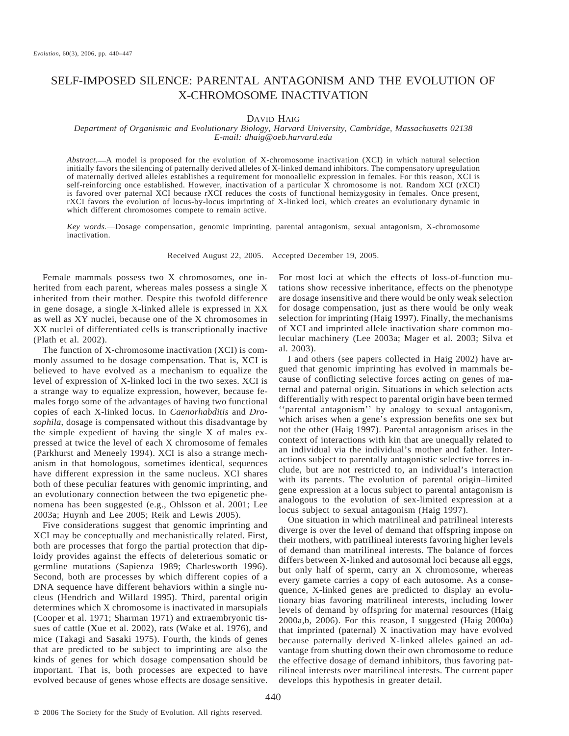# SELF-IMPOSED SILENCE: PARENTAL ANTAGONISM AND THE EVOLUTION OF X-CHROMOSOME INACTIVATION

DAVID HAIG

*Department of Organismic and Evolutionary Biology, Harvard University, Cambridge, Massachusetts 02138*
*E-mail: dhaig@oeb.harvard.edu*

*Abstract.*—A model is proposed for the evolution of X-chromosome inactivation (XCI) in which natural selection initially favors the silencing of paternally derived alleles of X-linked demand inhibitors. The compensatory upregulation of maternally derived alleles establishes a requirement for monoallelic expression in females. For this reason, XCI is self-reinforcing once established. However, inactivation of a particular X chromosome is not. Random XCI (rXCI) is favored over paternal XCI because rXCI reduces the costs of functional hemizygosity in females. Once present, rXCI favors the evolution of locus-by-locus imprinting of X-linked loci, which creates an evolutionary dynamic in which different chromosomes compete to remain active.

*Key words.*—Dosage compensation, genomic imprinting, parental antagonism, sexual antagonism, X-chromosome inactivation.

Received August 22, 2005. Accepted December 19, 2005.

Female mammals possess two X chromosomes, one inherited from each parent, whereas males possess a single X inherited from their mother. Despite this twofold difference in gene dosage, a single X-linked allele is expressed in XX as well as XY nuclei, because one of the X chromosomes in XX nuclei of differentiated cells is transcriptionally inactive (Plath et al. 2002).

The function of X-chromosome inactivation (XCI) is commonly assumed to be dosage compensation. That is, XCI is believed to have evolved as a mechanism to equalize the level of expression of X-linked loci in the two sexes. XCI is a strange way to equalize expression, however, because females forgo some of the advantages of having two functional copies of each X-linked locus. In *Caenorhabditis* and *Drosophila*, dosage is compensated without this disadvantage by the simple expedient of having the single X of males expressed at twice the level of each X chromosome of females (Parkhurst and Meneely 1994). XCI is also a strange mechanism in that homologous, sometimes identical, sequences have different expression in the same nucleus. XCI shares both of these peculiar features with genomic imprinting, and an evolutionary connection between the two epigenetic phenomena has been suggested (e.g., Ohlsson et al. 2001; Lee 2003a; Huynh and Lee 2005; Reik and Lewis 2005).

Five considerations suggest that genomic imprinting and XCI may be conceptually and mechanistically related. First, both are processes that forgo the partial protection that diploidy provides against the effects of deleterious somatic or germline mutations (Sapienza 1989; Charlesworth 1996). Second, both are processes by which different copies of a DNA sequence have different behaviors within a single nucleus (Hendrich and Willard 1995). Third, parental origin determines which X chromosome is inactivated in marsupials (Cooper et al. 1971; Sharman 1971) and extraembryonic tissues of cattle (Xue et al. 2002), rats (Wake et al. 1976), and mice (Takagi and Sasaki 1975). Fourth, the kinds of genes that are predicted to be subject to imprinting are also the kinds of genes for which dosage compensation should be important. That is, both processes are expected to have evolved because of genes whose effects are dosage sensitive. For most loci at which the effects of loss-of-function mutations show recessive inheritance, effects on the phenotype are dosage insensitive and there would be only weak selection for dosage compensation, just as there would be only weak selection for imprinting (Haig 1997). Finally, the mechanisms of XCI and imprinted allele inactivation share common molecular machinery (Lee 2003a; Mager et al. 2003; Silva et al. 2003).

I and others (see papers collected in Haig 2002) have argued that genomic imprinting has evolved in mammals because of conflicting selective forces acting on genes of maternal and paternal origin. Situations in which selection acts differentially with respect to parental origin have been termed ''parental antagonism'' by analogy to sexual antagonism, which arises when a gene's expression benefits one sex but not the other (Haig 1997). Parental antagonism arises in the context of interactions with kin that are unequally related to an individual via the individual's mother and father. Interactions subject to parentally antagonistic selective forces include, but are not restricted to, an individual's interaction with its parents. The evolution of parental origin–limited gene expression at a locus subject to parental antagonism is analogous to the evolution of sex-limited expression at a locus subject to sexual antagonism (Haig 1997).

One situation in which matrilineal and patrilineal interests diverge is over the level of demand that offspring impose on their mothers, with patrilineal interests favoring higher levels of demand than matrilineal interests. The balance of forces differs between X-linked and autosomal loci because all eggs, but only half of sperm, carry an X chromosome, whereas every gamete carries a copy of each autosome. As a consequence, X-linked genes are predicted to display an evolutionary bias favoring matrilineal interests, including lower levels of demand by offspring for maternal resources (Haig 2000a,b, 2006). For this reason, I suggested (Haig 2000a) that imprinted (paternal) X inactivation may have evolved because paternally derived X-linked alleles gained an advantage from shutting down their own chromosome to reduce the effective dosage of demand inhibitors, thus favoring patrilineal interests over matrilineal interests. The current paper develops this hypothesis in greater detail.

© 2006 The Society for the Study of Evolution. All rights reserved.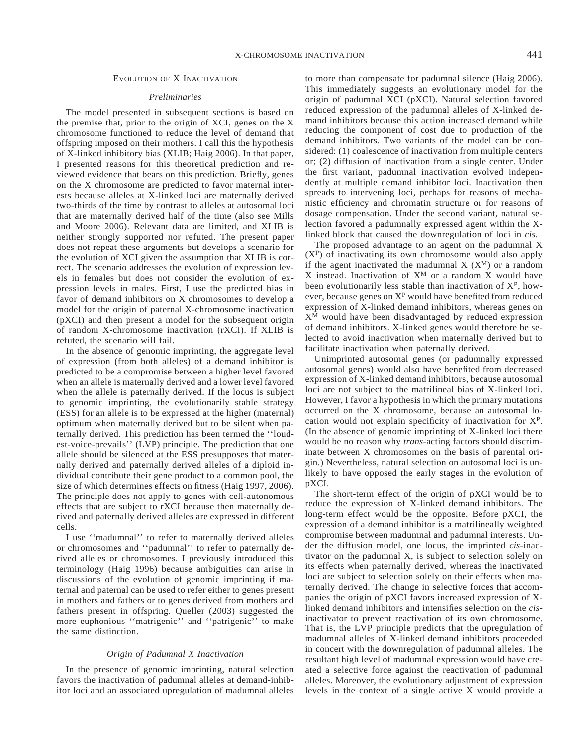## Evolution of X Inactivation

### *Preliminaries*

The model presented in subsequent sections is based on the premise that, prior to the origin of XCI, genes on the X chromosome functioned to reduce the level of demand that offspring imposed on their mothers. I call this the hypothesis of X-linked inhibitory bias (XLIB; Haig 2006). In that paper, I presented reasons for this theoretical prediction and reviewed evidence that bears on this prediction. Briefly, genes on the X chromosome are predicted to favor maternal interests because alleles at X-linked loci are maternally derived two-thirds of the time by contrast to alleles at autosomal loci that are maternally derived half of the time (also see Mills and Moore 2006). Relevant data are limited, and XLIB is neither strongly supported nor refuted. The present paper does not repeat these arguments but develops a scenario for the evolution of XCI given the assumption that XLIB is correct. The scenario addresses the evolution of expression levels in females but does not consider the evolution of expression levels in males. First, I use the predicted bias in favor of demand inhibitors on X chromosomes to develop a model for the origin of paternal X-chromosome inactivation (pXCI) and then present a model for the subsequent origin of random X-chromosome inactivation (rXCI). If XLIB is refuted, the scenario will fail.

In the absence of genomic imprinting, the aggregate level of expression (from both alleles) of a demand inhibitor is predicted to be a compromise between a higher level favored when an allele is maternally derived and a lower level favored when the allele is paternally derived. If the locus is subject to genomic imprinting, the evolutionarily stable strategy (ESS) for an allele is to be expressed at the higher (maternal) optimum when maternally derived but to be silent when paternally derived. This prediction has been termed the ''loudest-voice-prevails'' (LVP) principle. The prediction that one allele should be silenced at the ESS presupposes that maternally derived and paternally derived alleles of a diploid individual contribute their gene product to a common pool, the size of which determines effects on fitness (Haig 1997, 2006). The principle does not apply to genes with cell-autonomous effects that are subject to rXCI because then maternally derived and paternally derived alleles are expressed in different cells.

I use ''madumnal'' to refer to maternally derived alleles or chromosomes and ''padumnal'' to refer to paternally derived alleles or chromosomes. I previously introduced this terminology (Haig 1996) because ambiguities can arise in discussions of the evolution of genomic imprinting if maternal and paternal can be used to refer either to genes present in mothers and fathers or to genes derived from mothers and fathers present in offspring. Queller (2003) suggested the more euphonious ''matrigenic'' and ''patrigenic'' to make the same distinction.

### *Origin of Padumnal X Inactivation*

In the presence of genomic imprinting, natural selection favors the inactivation of padumnal alleles at demand-inhibitor loci and an associated upregulation of madumnal alleles to more than compensate for padumnal silence (Haig 2006). This immediately suggests an evolutionary model for the origin of padumnal XCI (pXCI). Natural selection favored reduced expression of the padumnal alleles of X-linked demand inhibitors because this action increased demand while reducing the component of cost due to production of the demand inhibitors. Two variants of the model can be considered: (1) coalescence of inactivation from multiple centers or; (2) diffusion of inactivation from a single center. Under the first variant, padumnal inactivation evolved independently at multiple demand inhibitor loci. Inactivation then spreads to intervening loci, perhaps for reasons of mechanistic efficiency and chromatin structure or for reasons of dosage compensation. Under the second variant, natural selection favored a padumnally expressed agent within the X-linked block that caused the downregulation of loci in *cis*.

The proposed advantage to an agent on the padumnal X ($X^P$) of inactivating its own chromosome would also apply if the agent inactivated the madumnal X ($X^M$) or a random X instead. Inactivation of $X^M$ or a random X would have been evolutionarily less stable than inactivation of $X^P$, however, because genes on $X^P$ would have benefited from reduced expression of X-linked demand inhibitors, whereas genes on $X^M$ would have been disadvantaged by reduced expression of demand inhibitors. X-linked genes would therefore be selected to avoid inactivation when maternally derived but to facilitate inactivation when paternally derived.

Unimprinted autosomal genes (or padumnally expressed autosomal genes) would also have benefited from decreased expression of X-linked demand inhibitors, because autosomal loci are not subject to the matrilineal bias of X-linked loci. However, I favor a hypothesis in which the primary mutations occurred on the X chromosome, because an autosomal location would not explain specificity of inactivation for $X^P$. (In the absence of genomic imprinting of X-linked loci there would be no reason why *trans*-acting factors should discriminate between X chromosomes on the basis of parental origin.) Nevertheless, natural selection on autosomal loci is unlikely to have opposed the early stages in the evolution of pXCI.

The short-term effect of the origin of pXCI would be to reduce the expression of X-linked demand inhibitors. The long-term effect would be the opposite. Before pXCI, the expression of a demand inhibitor is a matrilineally weighted compromise between madumnal and padumnal interests. Under the diffusion model, one locus, the imprinted *cis*-inactivator on the padumnal X, is subject to selection solely on its effects when paternally derived, whereas the inactivated loci are subject to selection solely on their effects when maternally derived. The change in selective forces that accompanies the origin of pXCI favors increased expression of X-linked demand inhibitors and intensifies selection on the *cis*-inactivator to prevent reactivation of its own chromosome. That is, the LVP principle predicts that the upregulation of madumnal alleles of X-linked demand inhibitors proceeded in concert with the downregulation of padumnal alleles. The resultant high level of madumnal expression would have created a selective force against the reactivation of padumnal alleles. Moreover, the evolutionary adjustment of expression levels in the context of a single active X would provide a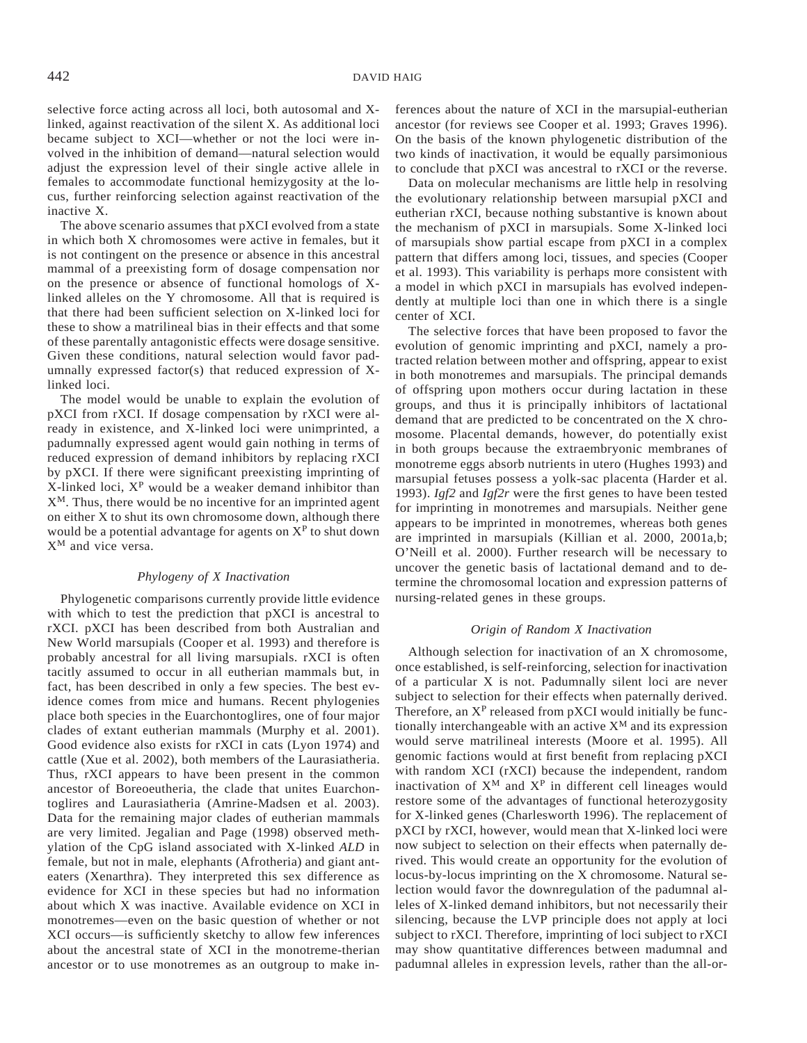selective force acting across all loci, both autosomal and X-linked, against reactivation of the silent X. As additional loci became subject to XCI—whether or not the loci were involved in the inhibition of demand—natural selection would adjust the expression level of their single active allele in females to accommodate functional hemizygosity at the locus, further reinforcing selection against reactivation of the inactive X.

The above scenario assumes that pXCI evolved from a state in which both X chromosomes were active in females, but it is not contingent on the presence or absence in this ancestral mammal of a preexisting form of dosage compensation nor on the presence or absence of functional homologs of X-linked alleles on the Y chromosome. All that is required is that there had been sufficient selection on X-linked loci for these to show a matrilineal bias in their effects and that some of these parentally antagonistic effects were dosage sensitive. Given these conditions, natural selection would favor padumnally expressed factor(s) that reduced expression of X-linked loci.

The model would be unable to explain the evolution of pXCI from rXCI. If dosage compensation by rXCI were already in existence, and X-linked loci were unimprinted, a padumnally expressed agent would gain nothing in terms of reduced expression of demand inhibitors by replacing rXCI by pXCI. If there were significant preexisting imprinting of X-linked loci, $X^P$ would be a weaker demand inhibitor than $X^M$. Thus, there would be no incentive for an imprinted agent on either X to shut its own chromosome down, although there would be a potential advantage for agents on $X^P$ to shut down $X^M$ and vice versa.

### *Phylogeny of X Inactivation*

Phylogenetic comparisons currently provide little evidence with which to test the prediction that pXCI is ancestral to rXCI. pXCI has been described from both Australian and New World marsupials (Cooper et al. 1993) and therefore is probably ancestral for all living marsupials. rXCI is often tacitly assumed to occur in all eutherian mammals but, in fact, has been described in only a few species. The best evidence comes from mice and humans. Recent phylogenies place both species in the Euarchontoglires, one of four major clades of extant eutherian mammals (Murphy et al. 2001). Good evidence also exists for rXCI in cats (Lyon 1974) and cattle (Xue et al. 2002), both members of the Laurasiatheria. Thus, rXCI appears to have been present in the common ancestor of Boreoeutheria, the clade that unites Euarchontoglires and Laurasiatheria (Amrine-Madsen et al. 2003). Data for the remaining major clades of eutherian mammals are very limited. Jegalian and Page (1998) observed methylation of the CpG island associated with X-linked *ALD* in female, but not in male, elephants (Afrotheria) and giant anteaters (Xenarthra). They interpreted this sex difference as evidence for XCI in these species but had no information about which X was inactive. Available evidence on XCI in monotremes—even on the basic question of whether or not XCI occurs—is sufficiently sketchy to allow few inferences about the ancestral state of XCI in the monotreme-therian ancestor or to use monotremes as an outgroup to make inferences about the nature of XCI in the marsupial-eutherian ancestor (for reviews see Cooper et al. 1993; Graves 1996). On the basis of the known phylogenetic distribution of the two kinds of inactivation, it would be equally parsimonious to conclude that pXCI was ancestral to rXCI or the reverse.

Data on molecular mechanisms are little help in resolving the evolutionary relationship between marsupial pXCI and eutherian rXCI, because nothing substantive is known about the mechanism of pXCI in marsupials. Some X-linked loci of marsupials show partial escape from pXCI in a complex pattern that differs among loci, tissues, and species (Cooper et al. 1993). This variability is perhaps more consistent with a model in which pXCI in marsupials has evolved independently at multiple loci than one in which there is a single center of XCI.

The selective forces that have been proposed to favor the evolution of genomic imprinting and pXCI, namely a protracted relation between mother and offspring, appear to exist in both monotremes and marsupials. The principal demands of offspring upon mothers occur during lactation in these groups, and thus it is principally inhibitors of lactational demand that are predicted to be concentrated on the X chromosome. Placental demands, however, do potentially exist in both groups because the extraembryonic membranes of monotreme eggs absorb nutrients in utero (Hughes 1993) and marsupial fetuses possess a yolk-sac placenta (Harder et al. 1993). *Igf2* and *Igf2r* were the first genes to have been tested for imprinting in monotremes and marsupials. Neither gene appears to be imprinted in monotremes, whereas both genes are imprinted in marsupials (Killian et al. 2000, 2001a,b; O'Neill et al. 2000). Further research will be necessary to uncover the genetic basis of lactational demand and to determine the chromosomal location and expression patterns of nursing-related genes in these groups.

### *Origin of Random X Inactivation*

Although selection for inactivation of an X chromosome, once established, is self-reinforcing, selection for inactivation of a particular X is not. Padumnally silent loci are never subject to selection for their effects when paternally derived. Therefore, an $X^P$ released from pXCI would initially be functionally interchangeable with an active $X^M$ and its expression would serve matrilineal interests (Moore et al. 1995). All genomic factions would at first benefit from replacing pXCI with random XCI (rXCI) because the independent, random inactivation of $X^M$ and $X^P$ in different cell lineages would restore some of the advantages of functional heterozygosity for X-linked genes (Charlesworth 1996). The replacement of pXCI by rXCI, however, would mean that X-linked loci were now subject to selection on their effects when paternally derived. This would create an opportunity for the evolution of locus-by-locus imprinting on the X chromosome. Natural selection would favor the downregulation of the padumnal alleles of X-linked demand inhibitors, but not necessarily their silencing, because the LVP principle does not apply at loci subject to rXCI. Therefore, imprinting of loci subject to rXCI may show quantitative differences between madumnal and padumnal alleles in expression levels, rather than the all-or-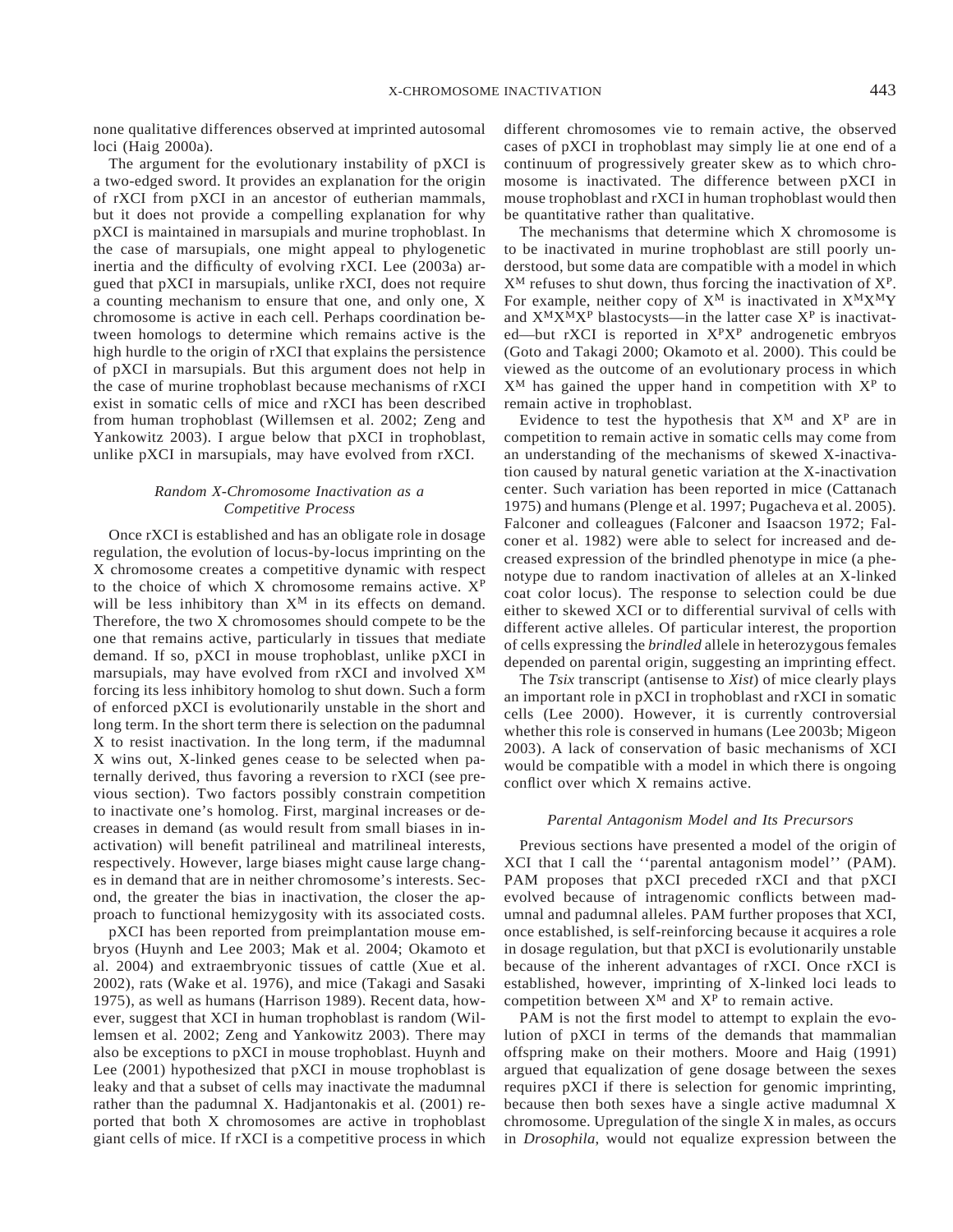none qualitative differences observed at imprinted autosomal loci (Haig 2000a).

The argument for the evolutionary instability of pXCI is a two-edged sword. It provides an explanation for the origin of rXCI from pXCI in an ancestor of eutherian mammals, but it does not provide a compelling explanation for why pXCI is maintained in marsupials and murine trophoblast. In the case of marsupials, one might appeal to phylogenetic inertia and the difficulty of evolving rXCI. Lee (2003a) argued that pXCI in marsupials, unlike rXCI, does not require a counting mechanism to ensure that one, and only one, X chromosome is active in each cell. Perhaps coordination between homologs to determine which remains active is the high hurdle to the origin of rXCI that explains the persistence of pXCI in marsupials. But this argument does not help in the case of murine trophoblast because mechanisms of rXCI exist in somatic cells of mice and rXCI has been described from human trophoblast (Willemsen et al. 2002; Zeng and Yankowitz 2003). I argue below that pXCI in trophoblast, unlike pXCI in marsupials, may have evolved from rXCI.

### *Random X-Chromosome Inactivation as a Competitive Process*

Once rXCI is established and has an obligate role in dosage regulation, the evolution of locus-by-locus imprinting on the X chromosome creates a competitive dynamic with respect to the choice of which X chromosome remains active. $X^P$ will be less inhibitory than $X^M$ in its effects on demand. Therefore, the two X chromosomes should compete to be the one that remains active, particularly in tissues that mediate demand. If so, pXCI in mouse trophoblast, unlike pXCI in marsupials, may have evolved from rXCI and involved $X^M$ forcing its less inhibitory homolog to shut down. Such a form of enforced pXCI is evolutionarily unstable in the short and long term. In the short term there is selection on the padumnal X to resist inactivation. In the long term, if the madumnal X wins out, X-linked genes cease to be selected when paternally derived, thus favoring a reversion to rXCI (see previous section). Two factors possibly constrain competition to inactivate one's homolog. First, marginal increases or decreases in demand (as would result from small biases in inactivation) will benefit patrilineal and matrilineal interests, respectively. However, large biases might cause large changes in demand that are in neither chromosome's interests. Second, the greater the bias in inactivation, the closer the approach to functional hemizygosity with its associated costs.

pXCI has been reported from preimplantation mouse embryos (Huynh and Lee 2003; Mak et al. 2004; Okamoto et al. 2004) and extraembryonic tissues of cattle (Xue et al. 2002), rats (Wake et al. 1976), and mice (Takagi and Sasaki 1975), as well as humans (Harrison 1989). Recent data, however, suggest that XCI in human trophoblast is random (Willemsen et al. 2002; Zeng and Yankowitz 2003). There may also be exceptions to pXCI in mouse trophoblast. Huynh and Lee (2001) hypothesized that pXCI in mouse trophoblast is leaky and that a subset of cells may inactivate the madumnal rather than the padumnal X. Hadjantonakis et al. (2001) reported that both X chromosomes are active in trophoblast giant cells of mice. If rXCI is a competitive process in which different chromosomes vie to remain active, the observed cases of pXCI in trophoblast may simply lie at one end of a continuum of progressively greater skew as to which chromosome is inactivated. The difference between pXCI in mouse trophoblast and rXCI in human trophoblast would then be quantitative rather than qualitative.

The mechanisms that determine which X chromosome is to be inactivated in murine trophoblast are still poorly understood, but some data are compatible with a model in which $X^M$ refuses to shut down, thus forcing the inactivation of $X^P$. For example, neither copy of $X^M$ is inactivated in $X^MX^MY$ and $X^MX^MX^P$ blastocysts—in the latter case $X^P$ is inactivated—but rXCI is reported in $X^PX^P$ androgenetic embryos (Goto and Takagi 2000; Okamoto et al. 2000). This could be viewed as the outcome of an evolutionary process in which $X^M$ has gained the upper hand in competition with $X^P$ to remain active in trophoblast.

Evidence to test the hypothesis that $X^M$ and $X^P$ are in competition to remain active in somatic cells may come from an understanding of the mechanisms of skewed X-inactivation caused by natural genetic variation at the X-inactivation center. Such variation has been reported in mice (Cattanach 1975) and humans (Plenge et al. 1997; Pugacheva et al. 2005). Falconer and colleagues (Falconer and Isaacson 1972; Falconer et al. 1982) were able to select for increased and decreased expression of the brindled phenotype in mice (a phenotype due to random inactivation of alleles at an X-linked coat color locus). The response to selection could be due either to skewed XCI or to differential survival of cells with different active alleles. Of particular interest, the proportion of cells expressing the *brindled* allele in heterozygous females depended on parental origin, suggesting an imprinting effect.

The *Tsix* transcript (antisense to *Xist*) of mice clearly plays an important role in pXCI in trophoblast and rXCI in somatic cells (Lee 2000). However, it is currently controversial whether this role is conserved in humans (Lee 2003b; Migeon 2003). A lack of conservation of basic mechanisms of XCI would be compatible with a model in which there is ongoing conflict over which X remains active.

### *Parental Antagonism Model and Its Precursors*

Previous sections have presented a model of the origin of XCI that I call the ''parental antagonism model'' (PAM). PAM proposes that pXCI preceded rXCI and that pXCI evolved because of intragenomic conflicts between madumnal and padumnal alleles. PAM further proposes that XCI, once established, is self-reinforcing because it acquires a role in dosage regulation, but that pXCI is evolutionarily unstable because of the inherent advantages of rXCI. Once rXCI is established, however, imprinting of X-linked loci leads to competition between $X^M$ and $X^P$ to remain active.

PAM is not the first model to attempt to explain the evolution of pXCI in terms of the demands that mammalian offspring make on their mothers. Moore and Haig (1991) argued that equalization of gene dosage between the sexes requires pXCI if there is selection for genomic imprinting, because then both sexes have a single active madumnal X chromosome. Upregulation of the single X in males, as occurs in *Drosophila*, would not equalize expression between the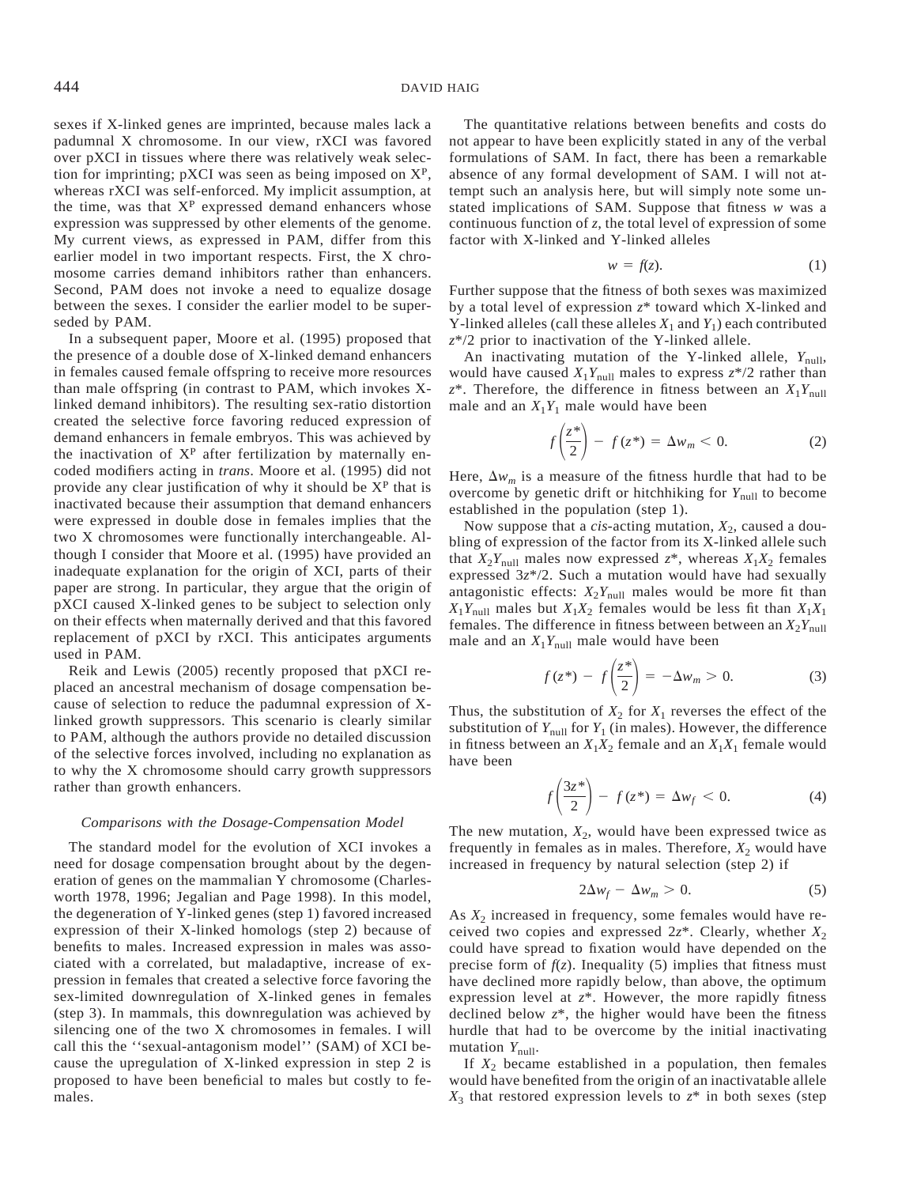sexes if X-linked genes are imprinted, because males lack a padumnal X chromosome. In our view, rXCI was favored over pXCI in tissues where there was relatively weak selection for imprinting; pXCI was seen as being imposed on $X^P$, whereas rXCI was self-enforced. My implicit assumption, at the time, was that $X^P$ expressed demand enhancers whose expression was suppressed by other elements of the genome. My current views, as expressed in PAM, differ from this earlier model in two important respects. First, the X chromosome carries demand inhibitors rather than enhancers. Second, PAM does not invoke a need to equalize dosage between the sexes. I consider the earlier model to be superseded by PAM.

In a subsequent paper, Moore et al. (1995) proposed that the presence of a double dose of X-linked demand enhancers in females caused female offspring to receive more resources than male offspring (in contrast to PAM, which invokes X-linked demand inhibitors). The resulting sex-ratio distortion created the selective force favoring reduced expression of demand enhancers in female embryos. This was achieved by the inactivation of $X^P$ after fertilization by maternally encoded modifiers acting in *trans*. Moore et al. (1995) did not provide any clear justification of why it should be $X^P$ that is inactivated because their assumption that demand enhancers were expressed in double dose in females implies that the two X chromosomes were functionally interchangeable. Although I consider that Moore et al. (1995) have provided an inadequate explanation for the origin of XCI, parts of their paper are strong. In particular, they argue that the origin of pXCI caused X-linked genes to be subject to selection only on their effects when maternally derived and that this favored replacement of pXCI by rXCI. This anticipates arguments used in PAM.

Reik and Lewis (2005) recently proposed that pXCI replaced an ancestral mechanism of dosage compensation because of selection to reduce the padumnal expression of X-linked growth suppressors. This scenario is clearly similar to PAM, although the authors provide no detailed discussion of the selective forces involved, including no explanation as to why the X chromosome should carry growth suppressors rather than growth enhancers.

### *Comparisons with the Dosage-Compensation Model*

The standard model for the evolution of XCI invokes a need for dosage compensation brought about by the degeneration of genes on the mammalian Y chromosome (Charlesworth 1978, 1996; Jegalian and Page 1998). In this model, the degeneration of Y-linked genes (step 1) favored increased expression of their X-linked homologs (step 2) because of benefits to males. Increased expression in males was associated with a correlated, but maladaptive, increase of expression in females that created a selective force favoring the sex-limited downregulation of X-linked genes in females (step 3). In mammals, this downregulation was achieved by silencing one of the two X chromosomes in females. I will call this the ''sexual-antagonism model'' (SAM) of XCI because the upregulation of X-linked expression in step 2 is proposed to have been beneficial to males but costly to females.

The quantitative relations between benefits and costs do not appear to have been explicitly stated in any of the verbal formulations of SAM. In fact, there has been a remarkable absence of any formal development of SAM. I will not attempt such an analysis here, but will simply note some unstated implications of SAM. Suppose that fitness $w$ was a continuous function of $z$, the total level of expression of some factor with X-linked and Y-linked alleles

$$w = f(z). \tag{1}$$

Further suppose that the fitness of both sexes was maximized by a total level of expression $z^*$ toward which X-linked and Y-linked alleles (call these alleles $X_1$ and $Y_1$) each contributed $z^*/2$ prior to inactivation of the Y-linked allele.

An inactivating mutation of the Y-linked allele, $Y_{null}$, would have caused $X_1Y_{null}$ males to express $z^*/2$ rather than $z^*$. Therefore, the difference in fitness between an $X_1Y_{null}$ male and an $X_1Y_1$ male would have been

$$f\left(\frac{z^*}{2}\right) - f(z^*) = \Delta w_m < 0. \tag{2}$$

Here, $\Delta w_m$ is a measure of the fitness hurdle that had to be overcome by genetic drift or hitchhiking for $Y_{null}$ to become established in the population (step 1).

Now suppose that a *cis*-acting mutation, $X_2$, caused a doubling of expression of the factor from its X-linked allele such that $X_2Y_{null}$ males now expressed $z^*$, whereas $X_1X_2$ females expressed $3z^*/2$. Such a mutation would have had sexually antagonistic effects: $X_2Y_{null}$ males would be more fit than $X_1Y_{null}$ males but $X_1X_2$ females would be less fit than $X_1X_1$ females. The difference in fitness between between an $X_2Y_{null}$ male and an $X_1Y_{null}$ male would have been

$$f(z^*) - f\left(\frac{z^*}{2}\right) = -\Delta w_m > 0. \tag{3}$$

Thus, the substitution of $X_2$ for $X_1$ reverses the effect of the substitution of $Y_{null}$ for $Y_1$ (in males). However, the difference in fitness between an $X_1X_2$ female and an $X_1X_1$ female would have been

$$f\left(\frac{3z^*}{2}\right) - f(z^*) = \Delta w_f < 0. \tag{4}$$

The new mutation, $X_2$, would have been expressed twice as frequently in females as in males. Therefore, $X_2$ would have increased in frequency by natural selection (step 2) if

$$2\Delta w_f - \Delta w_m > 0. \tag{5}$$

As $X_2$ increased in frequency, some females would have received two copies and expressed $2z^*$. Clearly, whether $X_2$ could have spread to fixation would have depended on the precise form of $f(z)$. Inequality (5) implies that fitness must have declined more rapidly below, than above, the optimum expression level at $z^*$. However, the more rapidly fitness declined below $z^*$, the higher would have been the fitness hurdle that had to be overcome by the initial inactivating mutation $Y_{null}$.

If $X_2$ became established in a population, then females would have benefited from the origin of an inactivatable allele $X_3$ that restored expression levels to $z^*$ in both sexes (step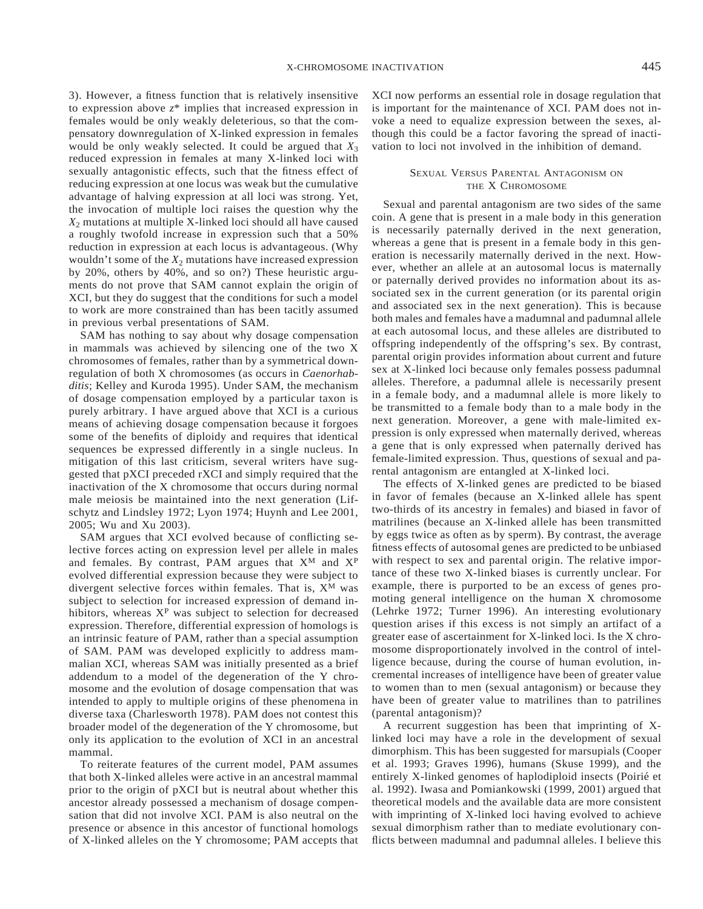3). However, a fitness function that is relatively insensitive to expression above $z^*$ implies that increased expression in females would be only weakly deleterious, so that the compensatory downregulation of X-linked expression in females would be only weakly selected. It could be argued that $X_3$ reduced expression in females at many X-linked loci with sexually antagonistic effects, such that the fitness effect of reducing expression at one locus was weak but the cumulative advantage of halving expression at all loci was strong. Yet, the invocation of multiple loci raises the question why the $X_2$ mutations at multiple X-linked loci should all have caused a roughly twofold increase in expression such that a 50% reduction in expression at each locus is advantageous. (Why wouldn't some of the $X_2$ mutations have increased expression by 20%, others by 40%, and so on?) These heuristic arguments do not prove that SAM cannot explain the origin of XCI, but they do suggest that the conditions for such a model to work are more constrained than has been tacitly assumed in previous verbal presentations of SAM.

SAM has nothing to say about why dosage compensation in mammals was achieved by silencing one of the two X chromosomes of females, rather than by a symmetrical downregulation of both X chromosomes (as occurs in *Caenorhabditis*; Kelley and Kuroda 1995). Under SAM, the mechanism of dosage compensation employed by a particular taxon is purely arbitrary. I have argued above that XCI is a curious means of achieving dosage compensation because it forgoes some of the benefits of diploidy and requires that identical sequences be expressed differently in a single nucleus. In mitigation of this last criticism, several writers have suggested that pXCI preceded rXCI and simply required that the inactivation of the X chromosome that occurs during normal male meiosis be maintained into the next generation (Lifschytz and Lindsley 1972; Lyon 1974; Huynh and Lee 2001, 2005; Wu and Xu 2003).

SAM argues that XCI evolved because of conflicting selective forces acting on expression level per allele in males and females. By contrast, PAM argues that $X^M$ and $X^P$ evolved differential expression because they were subject to divergent selective forces within females. That is, $X^M$ was subject to selection for increased expression of demand inhibitors, whereas $X^P$ was subject to selection for decreased expression. Therefore, differential expression of homologs is an intrinsic feature of PAM, rather than a special assumption of SAM. PAM was developed explicitly to address mammalian XCI, whereas SAM was initially presented as a brief addendum to a model of the degeneration of the Y chromosome and the evolution of dosage compensation that was intended to apply to multiple origins of these phenomena in diverse taxa (Charlesworth 1978). PAM does not contest this broader model of the degeneration of the Y chromosome, but only its application to the evolution of XCI in an ancestral mammal.

To reiterate features of the current model, PAM assumes that both X-linked alleles were active in an ancestral mammal prior to the origin of pXCI but is neutral about whether this ancestor already possessed a mechanism of dosage compensation that did not involve XCI. PAM is also neutral on the presence or absence in this ancestor of functional homologs of X-linked alleles on the Y chromosome; PAM accepts that XCI now performs an essential role in dosage regulation that is important for the maintenance of XCI. PAM does not invoke a need to equalize expression between the sexes, although this could be a factor favoring the spread of inactivation to loci not involved in the inhibition of demand.

## Sexual Versus Parental Antagonism on the X Chromosome

Sexual and parental antagonism are two sides of the same coin. A gene that is present in a male body in this generation is necessarily paternally derived in the next generation, whereas a gene that is present in a female body in this generation is necessarily maternally derived in the next. However, whether an allele at an autosomal locus is maternally or paternally derived provides no information about its associated sex in the current generation (or its parental origin and associated sex in the next generation). This is because both males and females have a madumnal and padumnal allele at each autosomal locus, and these alleles are distributed to offspring independently of the offspring's sex. By contrast, parental origin provides information about current and future sex at X-linked loci because only females possess padumnal alleles. Therefore, a padumnal allele is necessarily present in a female body, and a madumnal allele is more likely to be transmitted to a female body than to a male body in the next generation. Moreover, a gene with male-limited expression is only expressed when maternally derived, whereas a gene that is only expressed when paternally derived has female-limited expression. Thus, questions of sexual and parental antagonism are entangled at X-linked loci.

The effects of X-linked genes are predicted to be biased in favor of females (because an X-linked allele has spent two-thirds of its ancestry in females) and biased in favor of matrilines (because an X-linked allele has been transmitted by eggs twice as often as by sperm). By contrast, the average fitness effects of autosomal genes are predicted to be unbiased with respect to sex and parental origin. The relative importance of these two X-linked biases is currently unclear. For example, there is purported to be an excess of genes promoting general intelligence on the human X chromosome (Lehrke 1972; Turner 1996). An interesting evolutionary question arises if this excess is not simply an artifact of a greater ease of ascertainment for X-linked loci. Is the X chromosome disproportionately involved in the control of intelligence because, during the course of human evolution, incremental increases of intelligence have been of greater value to women than to men (sexual antagonism) or because they have been of greater value to matrilines than to patrilines (parental antagonism)?

A recurrent suggestion has been that imprinting of X-linked loci may have a role in the development of sexual dimorphism. This has been suggested for marsupials (Cooper et al. 1993; Graves 1996), humans (Skuse 1999), and the entirely X-linked genomes of haplodiploid insects (Poirié et al. 1992). Iwasa and Pomiankowski (1999, 2001) argued that theoretical models and the available data are more consistent with imprinting of X-linked loci having evolved to achieve sexual dimorphism rather than to mediate evolutionary conflicts between madumnal and padumnal alleles. I believe this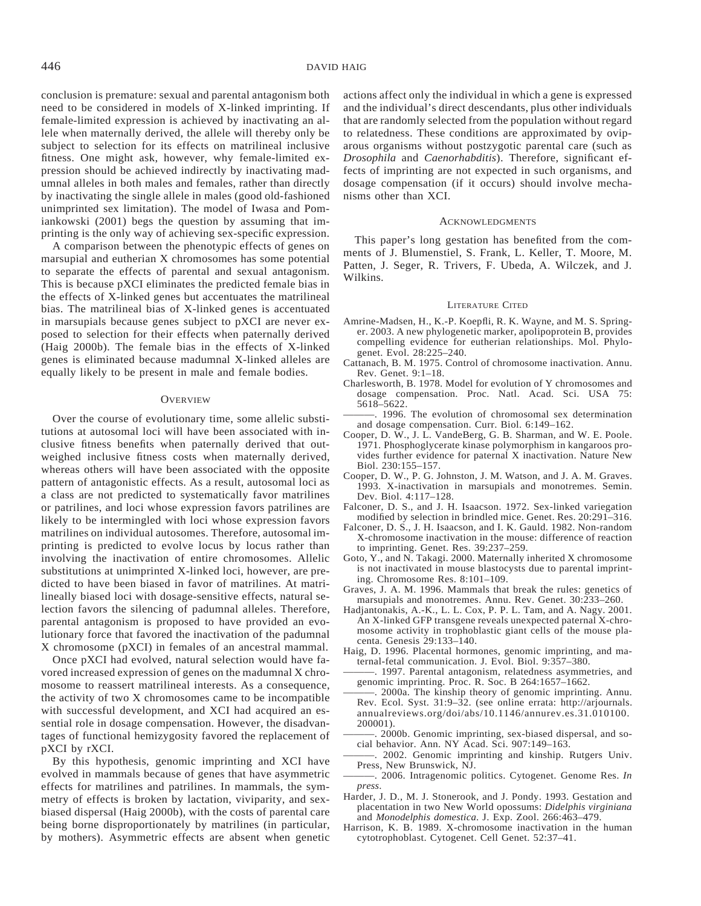conclusion is premature: sexual and parental antagonism both need to be considered in models of X-linked imprinting. If female-limited expression is achieved by inactivating an allele when maternally derived, the allele will thereby only be subject to selection for its effects on matrilineal inclusive fitness. One might ask, however, why female-limited expression should be achieved indirectly by inactivating madumnal alleles in both males and females, rather than directly by inactivating the single allele in males (good old-fashioned unimprinted sex limitation). The model of Iwasa and Pomiankowski (2001) begs the question by assuming that imprinting is the only way of achieving sex-specific expression.

A comparison between the phenotypic effects of genes on marsupial and eutherian X chromosomes has some potential to separate the effects of parental and sexual antagonism. This is because pXCI eliminates the predicted female bias in the effects of X-linked genes but accentuates the matrilineal bias. The matrilineal bias of X-linked genes is accentuated in marsupials because genes subject to pXCI are never exposed to selection for their effects when paternally derived (Haig 2000b). The female bias in the effects of X-linked genes is eliminated because madumnal X-linked alleles are equally likely to be present in male and female bodies.

## Overview

Over the course of evolutionary time, some allelic substitutions at autosomal loci will have been associated with inclusive fitness benefits when paternally derived that outweighed inclusive fitness costs when maternally derived, whereas others will have been associated with the opposite pattern of antagonistic effects. As a result, autosomal loci as a class are not predicted to systematically favor matrilines or patrilines, and loci whose expression favors patrilines are likely to be intermingled with loci whose expression favors matrilines on individual autosomes. Therefore, autosomal imprinting is predicted to evolve locus by locus rather than involving the inactivation of entire chromosomes. Allelic substitutions at unimprinted X-linked loci, however, are predicted to have been biased in favor of matrilines. At matrilineally biased loci with dosage-sensitive effects, natural selection favors the silencing of padumnal alleles. Therefore, parental antagonism is proposed to have provided an evolutionary force that favored the inactivation of the padumnal X chromosome (pXCI) in females of an ancestral mammal.

Once pXCI had evolved, natural selection would have favored increased expression of genes on the madumnal X chromosome to reassert matrilineal interests. As a consequence, the activity of two X chromosomes came to be incompatible with successful development, and XCI had acquired an essential role in dosage compensation. However, the disadvantages of functional hemizygosity favored the replacement of pXCI by rXCI.

By this hypothesis, genomic imprinting and XCI have evolved in mammals because of genes that have asymmetric effects for matrilines and patrilines. In mammals, the symmetry of effects is broken by lactation, viviparity, and sex-biased dispersal (Haig 2000b), with the costs of parental care being borne disproportionately by matrilines (in particular, by mothers). Asymmetric effects are absent when genetic actions affect only the individual in which a gene is expressed and the individual's direct descendants, plus other individuals that are randomly selected from the population without regard to relatedness. These conditions are approximated by oviparous organisms without postzygotic parental care (such as *Drosophila* and *Caenorhabditis*). Therefore, significant effects of imprinting are not expected in such organisms, and dosage compensation (if it occurs) should involve mechanisms other than XCI.

## Acknowledgments

This paper's long gestation has benefited from the comments of J. Blumenstiel, S. Frank, L. Keller, T. Moore, M. Patten, J. Seger, R. Trivers, F. Ubeda, A. Wilczek, and J. Wilkins.

## Literature Cited

Amrine-Madsen, H., K.-P. Koepfli, R. K. Wayne, and M. S. Springer. 2003. A new phylogenetic marker, apolipoprotein B, provides compelling evidence for eutherian relationships. Mol. Phylogenet. Evol. 28:225–240.

Cattanach, B. M. 1975. Control of chromosome inactivation. Annu. Rev. Genet. 9:1–18.

Charlesworth, B. 1978. Model for evolution of Y chromosomes and dosage compensation. Proc. Natl. Acad. Sci. USA 75: 5618–5622.

———. 1996. The evolution of chromosomal sex determination and dosage compensation. Curr. Biol. 6:149–162.

Cooper, D. W., J. L. VandeBerg, G. B. Sharman, and W. E. Poole. 1971. Phosphoglycerate kinase polymorphism in kangaroos provides further evidence for paternal X inactivation. Nature New Biol. 230:155–157.

Cooper, D. W., P. G. Johnston, J. M. Watson, and J. A. M. Graves. 1993. X-inactivation in marsupials and monotremes. Semin. Dev. Biol. 4:117–128.

Falconer, D. S., and J. H. Isaacson. 1972. Sex-linked variegation modified by selection in brindled mice. Genet. Res. 20:291–316.

Falconer, D. S., J. H. Isaacson, and I. K. Gauld. 1982. Non-random X-chromosome inactivation in the mouse: difference of reaction to imprinting. Genet. Res. 39:237–259.

Goto, Y., and N. Takagi. 2000. Maternally inherited X chromosome is not inactivated in mouse blastocysts due to parental imprinting. Chromosome Res. 8:101–109.

Graves, J. A. M. 1996. Mammals that break the rules: genetics of marsupials and monotremes. Annu. Rev. Genet. 30:233–260.

Hadjantonakis, A.-K., L. L. Cox, P. P. L. Tam, and A. Nagy. 2001. An X-linked GFP transgene reveals unexpected paternal X-chromosome activity in trophoblastic giant cells of the mouse placenta. Genesis 29:133–140.

Haig, D. 1996. Placental hormones, genomic imprinting, and maternal-fetal communication. J. Evol. Biol. 9:357–380.

———. 1997. Parental antagonism, relatedness asymmetries, and genomic imprinting. Proc. R. Soc. B 264:1657–1662.

———. 2000a. The kinship theory of genomic imprinting. Annu. Rev. Ecol. Syst. 31:9–32. (see online errata: http://arjournals.annualreviews.org/doi/abs/10.1146/annurev.es.31.010100.200001).

———. 2000b. Genomic imprinting, sex-biased dispersal, and social behavior. Ann. NY Acad. Sci. 907:149–163.

———. 2002. Genomic imprinting and kinship. Rutgers Univ. Press, New Brunswick, NJ.

———. 2006. Intragenomic politics. Cytogenet. Genome Res. *In press.*

Harder, J. D., M. J. Stonerook, and J. Pondy. 1993. Gestation and placentation in two New World opossums: *Didelphis virginiana* and *Monodelphis domestica*. J. Exp. Zool. 266:463–479.

Harrison, K. B. 1989. X-chromosome inactivation in the human cytotrophoblast. Cytogenet. Cell Genet. 52:37–41.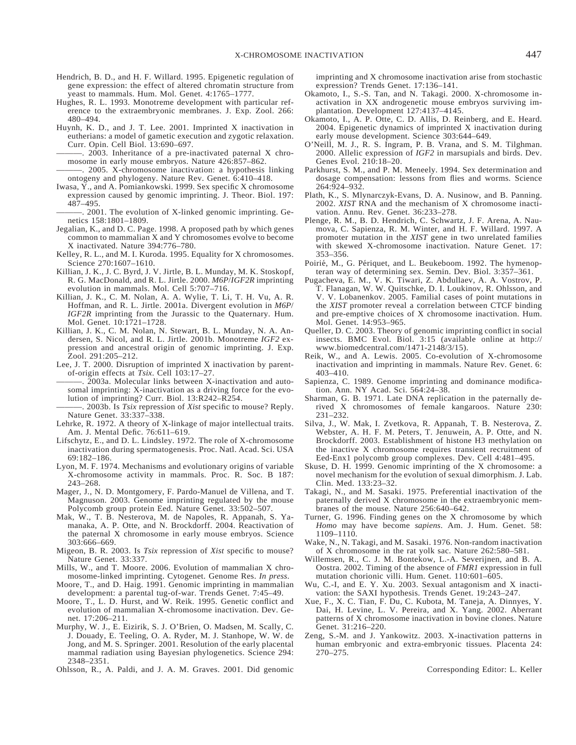Hendrich, B. D., and H. F. Willard. 1995. Epigenetic regulation of gene expression: the effect of altered chromatin structure from yeast to mammals. Hum. Mol. Genet. 4:1765–1777.

Hughes, R. L. 1993. Monotreme development with particular reference to the extraembryonic membranes. J. Exp. Zool. 266: 480–494.

Huynh, K. D., and J. T. Lee. 2001. Imprinted X inactivation in eutherians: a model of gametic execution and zygotic relaxation. Curr. Opin. Cell Biol. 13:690–697.

———. 2003. Inheritance of a pre-inactivated paternal X chromosome in early mouse embryos. Nature 426:857–862.

———. 2005. X-chromosome inactivation: a hypothesis linking ontogeny and phylogeny. Nature Rev. Genet. 6:410–418.

Iwasa, Y., and A. Pomiankowski. 1999. Sex specific X chromosome expression caused by genomic imprinting. J. Theor. Biol. 197: 487–495.

———. 2001. The evolution of X-linked genomic imprinting. Genetics 158:1801–1809.

Jegalian, K., and D. C. Page. 1998. A proposed path by which genes common to mammalian X and Y chromosomes evolve to become X inactivated. Nature 394:776–780.

Kelley, R. L., and M. I. Kuroda. 1995. Equality for X chromosomes. Science 270:1607–1610.

Killian, J. K., J. C. Byrd, J. V. Jirtle, B. L. Munday, M. K. Stoskopf, R. G. MacDonald, and R. L. Jirtle. 2000. *M6P/IGF2R* imprinting evolution in mammals. Mol. Cell 5:707–716.

Killian, J. K., C. M. Nolan, A. A. Wylie, T. Li, T. H. Vu, A. R. Hoffman, and R. L. Jirtle. 2001a. Divergent evolution in *M6P/IGF2R* imprinting from the Jurassic to the Quaternary. Hum. Mol. Genet. 10:1721–1728.

Killian, J. K., C. M. Nolan, N. Stewart, B. L. Munday, N. A. Andersen, S. Nicol, and R. L. Jirtle. 2001b. Monotreme *IGF2* expression and ancestral origin of genomic imprinting. J. Exp. Zool. 291:205–212.

Lee, J. T. 2000. Disruption of imprinted X inactivation by parent-of-origin effects at *Tsix*. Cell 103:17–27.

———. 2003a. Molecular links between X-inactivation and autosomal imprinting: X-inactivation as a driving force for the evolution of imprinting? Curr. Biol. 13:R242–R254.

———. 2003b. Is *Tsix* repression of *Xist* specific to mouse? Reply. Nature Genet. 33:337–338.

Lehrke, R. 1972. A theory of X-linkage of major intellectual traits. Am. J. Mental Defic. 76:611–619.

Lifschytz, E., and D. L. Lindsley. 1972. The role of X-chromosome inactivation during spermatogenesis. Proc. Natl. Acad. Sci. USA 69:182–186.

Lyon, M. F. 1974. Mechanisms and evolutionary origins of variable X-chromosome activity in mammals. Proc. R. Soc. B 187: 243–268.

Mager, J., N. D. Montgomery, F. Pardo-Manuel de Villena, and T. Magnuson. 2003. Genome imprinting regulated by the mouse Polycomb group protein Eed. Nature Genet. 33:502–507.

Mak, W., T. B. Nesterova, M. de Napoles, R. Appanah, S. Yamanaka, A. P. Otte, and N. Brockdorff. 2004. Reactivation of the paternal X chromosome in early mouse embryos. Science 303:666–669.

Migeon, B. R. 2003. Is *Tsix* repression of *Xist* specific to mouse? Nature Genet. 33:337.

Mills, W., and T. Moore. 2006. Evolution of mammalian X chromosome-linked imprinting. Cytogenet. Genome Res. *In press.*

Moore, T., and D. Haig. 1991. Genomic imprinting in mammalian development: a parental tug-of-war. Trends Genet. 7:45–49.

Moore, T., L. D. Hurst, and W. Reik. 1995. Genetic conflict and evolution of mammalian X-chromosome inactivation. Dev. Genet. 17:206–211.

Murphy, W. J., E. Eizirik, S. J. O'Brien, O. Madsen, M. Scally, C. J. Douady, E. Teeling, O. A. Ryder, M. J. Stanhope, W. W. de Jong, and M. S. Springer. 2001. Resolution of the early placental mammal radiation using Bayesian phylogenetics. Science 294: 2348–2351.

Ohlsson, R., A. Paldi, and J. A. M. Graves. 2001. Did genomic imprinting and X chromosome inactivation arise from stochastic expression? Trends Genet. 17:136–141.

Okamoto, I., S.-S. Tan, and N. Takagi. 2000. X-chromosome inactivation in XX androgenetic mouse embryos surviving implantation. Development 127:4137–4145.

Okamoto, I., A. P. Otte, C. D. Allis, D. Reinberg, and E. Heard. 2004. Epigenetic dynamics of imprinted X inactivation during early mouse development. Science 303:644–649.

O'Neill, M. J., R. S. Ingram, P. B. Vrana, and S. M. Tilghman. 2000. Allelic expression of *IGF2* in marsupials and birds. Dev. Genes Evol. 210:18–20.

Parkhurst, S. M., and P. M. Meneely. 1994. Sex determination and dosage compensation: lessons from flies and worms. Science 264:924–932.

Plath, K., S. Mlynarczyk-Evans, D. A. Nusinow, and B. Panning. 2002. *XIST* RNA and the mechanism of X chromosome inactivation. Annu. Rev. Genet. 36:233–278.

Plenge, R. M., B. D. Hendrich, C. Schwartz, J. F. Arena, A. Naumova, C. Sapienza, R. M. Winter, and H. F. Willard. 1997. A promoter mutation in the *XIST* gene in two unrelated families with skewed X-chromosome inactivation. Nature Genet. 17: 353–356.

Poirié, M., G. Périquet, and L. Beukeboom. 1992. The hymenopteran way of determining sex. Semin. Dev. Biol. 3:357–361.

Pugacheva, E. M., V. K. Tiwari, Z. Abdullaev, A. A. Vostrov, P. T. Flanagan, W. W. Quitschke, D. I. Loukinov, R. Ohlsson, and V. V. Lobanenkov. 2005. Familial cases of point mutations in the *XIST* promoter reveal a correlation between CTCF binding and pre-emptive choices of X chromosome inactivation. Hum. Mol. Genet. 14:953–965.

Queller, D. C. 2003. Theory of genomic imprinting conflict in social insects. BMC Evol. Biol. 3:15 (available online at http://www.biomedcentral.com/1471-2148/3/15).

Reik, W., and A. Lewis. 2005. Co-evolution of X-chromosome inactivation and imprinting in mammals. Nature Rev. Genet. 6: 403–410.

Sapienza, C. 1989. Genome imprinting and dominance modification. Ann. NY Acad. Sci. 564:24–38.

Sharman, G. B. 1971. Late DNA replication in the paternally derived X chromosomes of female kangaroos. Nature 230: 231–232.

Silva, J., W. Mak, I. Zvetkova, R. Appanah, T. B. Nesterova, Z. Webster, A. H. F. M. Peters, T. Jenuwein, A. P. Otte, and N. Brockdorff. 2003. Establishment of histone H3 methylation on the inactive X chromosome requires transient recruitment of Eed-Enx1 polycomb group complexes. Dev. Cell 4:481–495.

Skuse, D. H. 1999. Genomic imprinting of the X chromosome: a novel mechanism for the evolution of sexual dimorphism. J. Lab. Clin. Med. 133:23–32.

Takagi, N., and M. Sasaki. 1975. Preferential inactivation of the paternally derived X chromosome in the extraembryonic membranes of the mouse. Nature 256:640–642.

Turner, G. 1996. Finding genes on the X chromosome by which *Homo* may have become *sapiens*. Am. J. Hum. Genet. 58: 1109–1110.

Wake, N., N. Takagi, and M. Sasaki. 1976. Non-random inactivation of X chromosome in the rat yolk sac. Nature 262:580–581.

Willemsen, R., C. J. M. Bontekow, L.-A. Severijnen, and B. A. Oostra. 2002. Timing of the absence of *FMR1* expression in full mutation chorionic villi. Hum. Genet. 110:601–605.

Wu, C.-I, and E. Y. Xu. 2003. Sexual antagonism and X inactivation: the SAXI hypothesis. Trends Genet. 19:243–247.

Xue, F., X. C. Tian, F. Du, C. Kubota, M. Taneja, A. Dinnyes, Y. Dai, H. Levine, L. V. Pereira, and X. Yang. 2002. Aberrant patterns of X chromosome inactivation in bovine clones. Nature Genet. 31:216–220.

Zeng, S.-M. and J. Yankowitz. 2003. X-inactivation patterns in human embryonic and extra-embryonic tissues. Placenta 24: 270–275.

Corresponding Editor: L. Keller